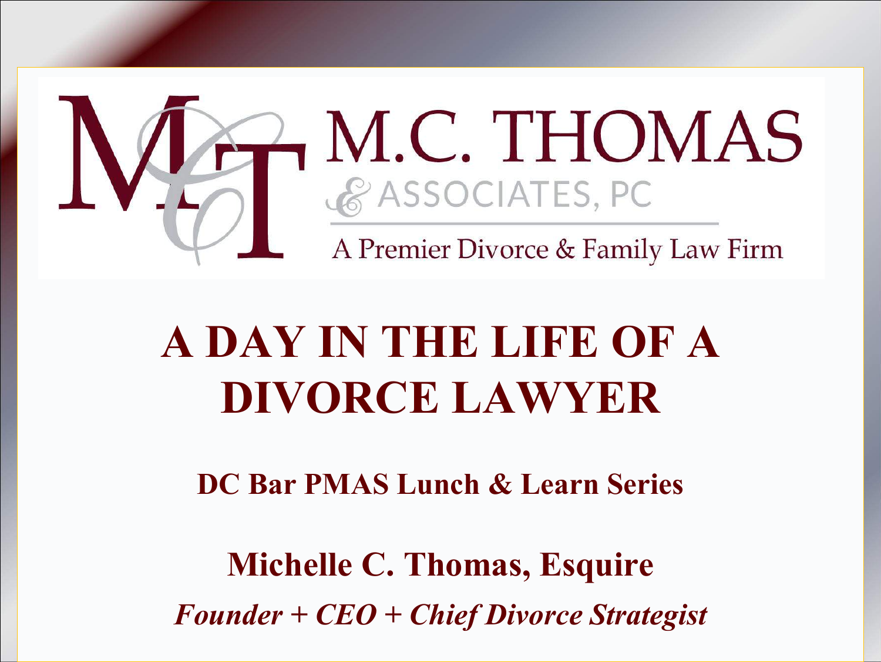M.C. THOMAS

& ASSOCIATES, PC

A Premier Divorce & Family Law Firm

# A DAY IN THE LIFE OF A DIVORCE LAWYER

**DC Bar PMAS Lunch & Learn Series**

**Michelle C. Thomas, Esquire**

***Founder + CEO + Chief Divorce Strategist***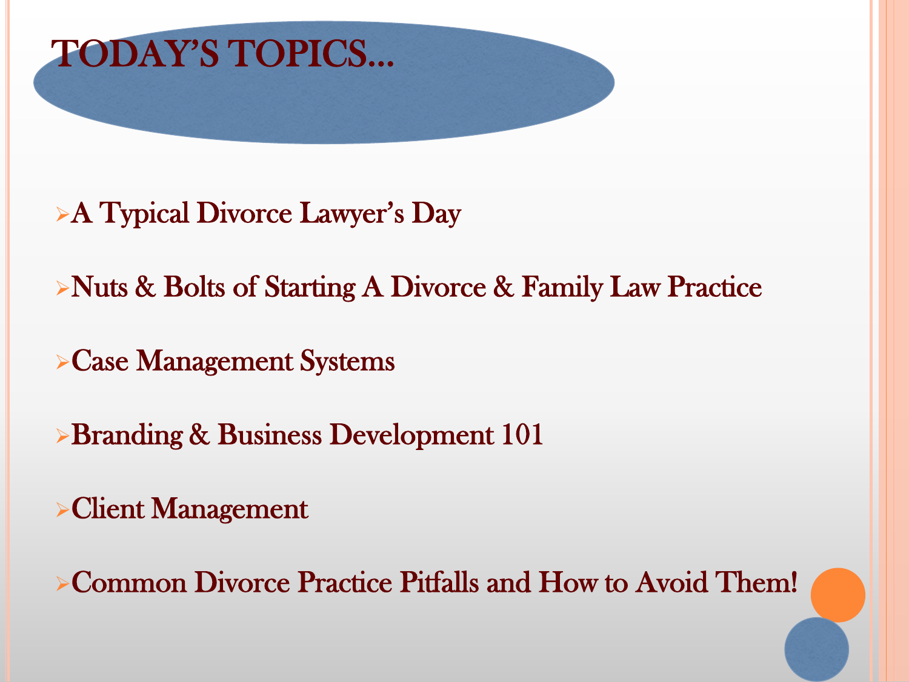# TODAY'S TOPICS…

- A Typical Divorce Lawyer's Day
- Nuts & Bolts of Starting A Divorce & Family Law Practice
- Case Management Systems
- Branding & Business Development 101
- Client Management
- Common Divorce Practice Pitfalls and How to Avoid Them!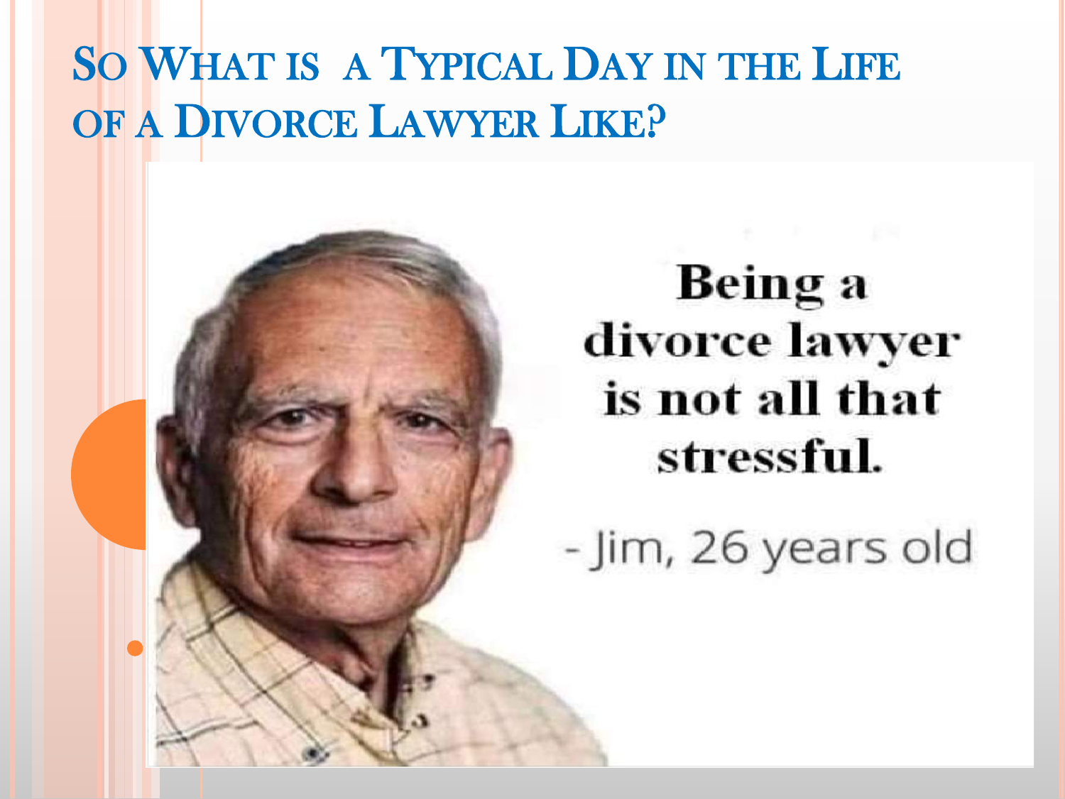# So What is a Typical Day in the Life of a Divorce Lawyer Like?

**Being a divorce lawyer is not all that stressful.**

- Jim, 26 years old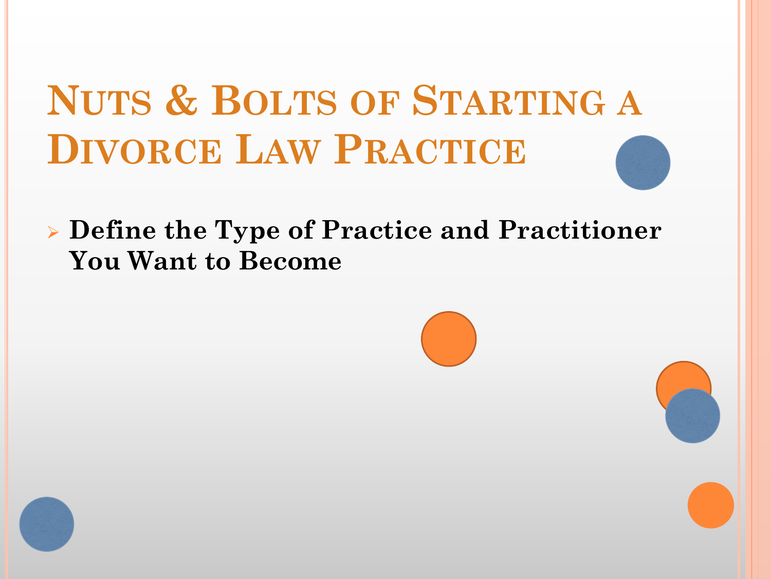# Nuts & Bolts of Starting a Divorce Law Practice

- **Define the Type of Practice and Practitioner You Want to Become**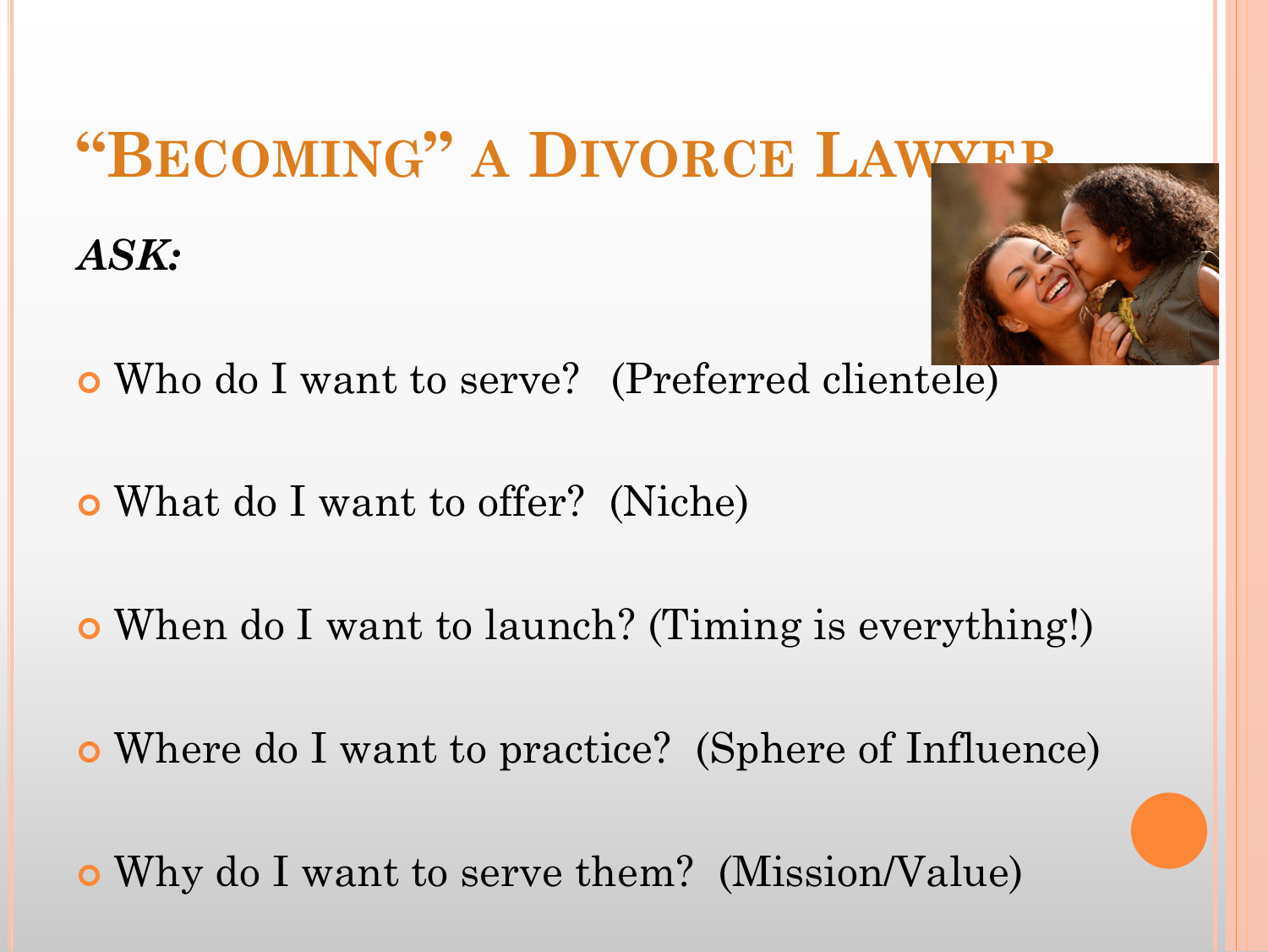# "Becoming" a Divorce Lawyer

***ASK:***

- Who do I want to serve? (Preferred clientele)
- What do I want to offer? (Niche)
- When do I want to launch? (Timing is everything!)
- Where do I want to practice? (Sphere of Influence)
- Why do I want to serve them? (Mission/Value)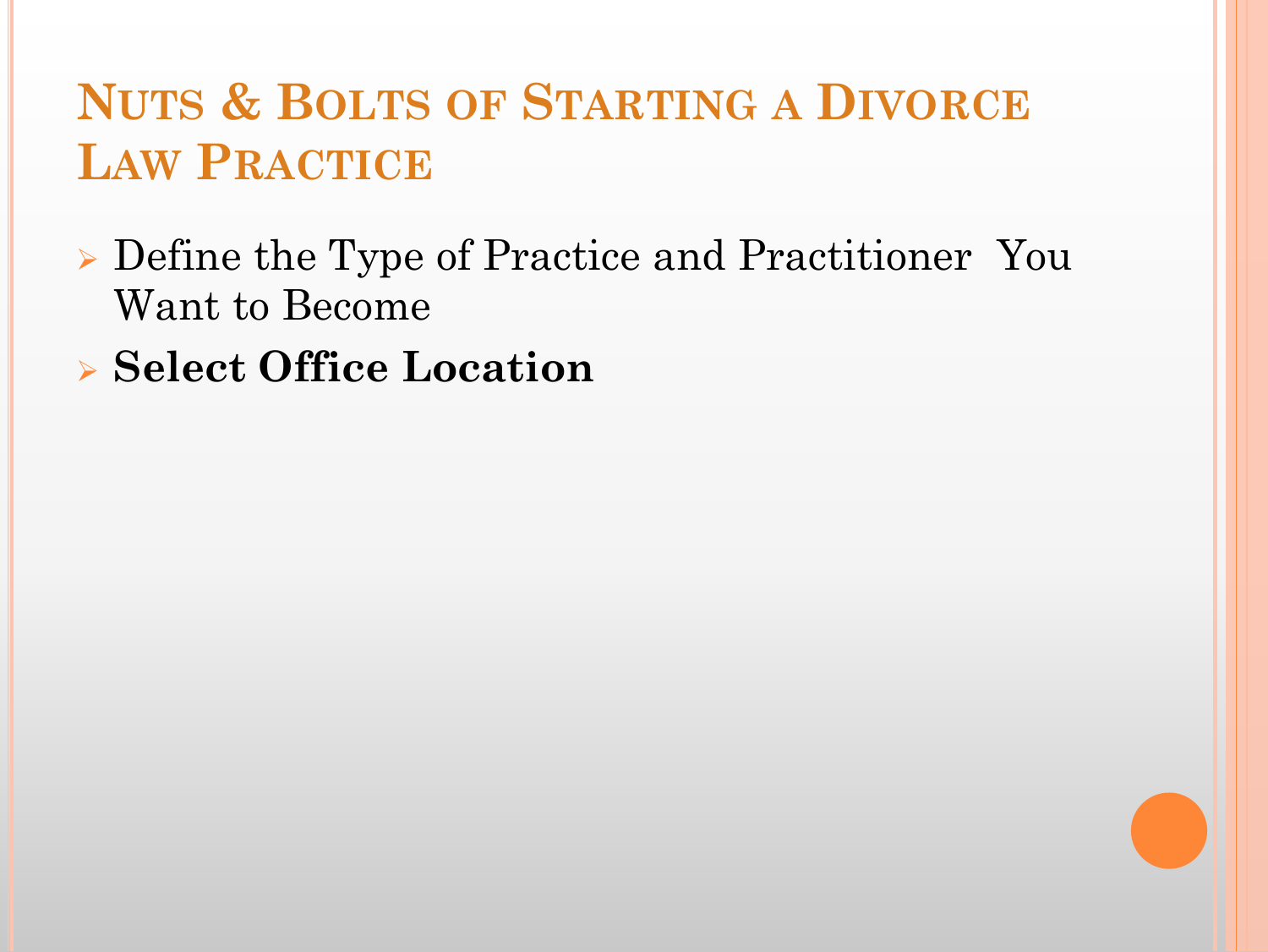# Nuts & Bolts of Starting a Divorce Law Practice

- Define the Type of Practice and Practitioner You Want to Become
- **Select Office Location**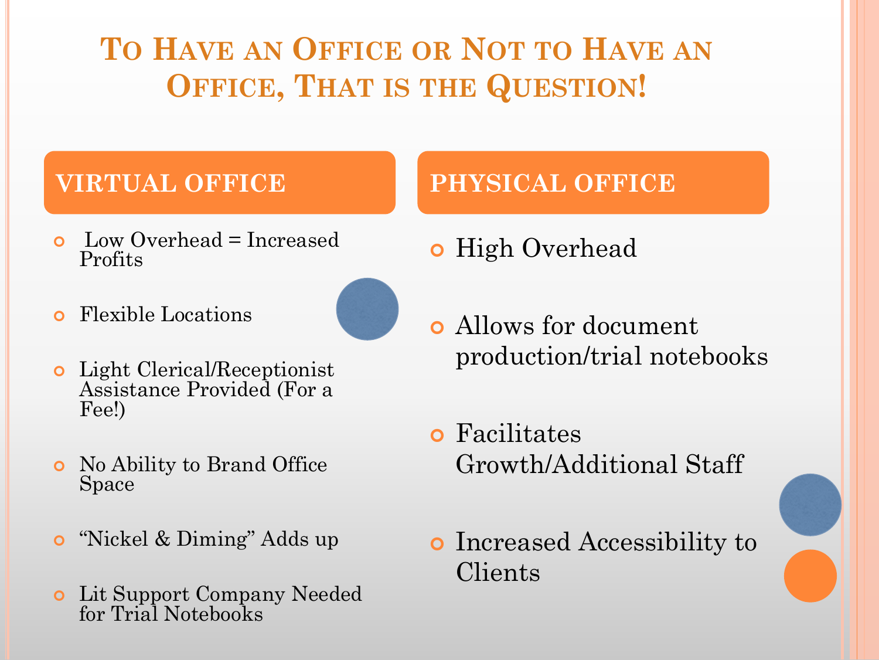# To Have an Office or Not to Have an Office, That is the Question!

## VIRTUAL OFFICE

- Low Overhead = Increased Profits
- Flexible Locations
- Light Clerical/Receptionist Assistance Provided (For a Fee!)
- No Ability to Brand Office Space
- "Nickel & Diming" Adds up
- Lit Support Company Needed for Trial Notebooks

## PHYSICAL OFFICE

- High Overhead
- Allows for document production/trial notebooks
- Facilitates Growth/Additional Staff
- Increased Accessibility to Clients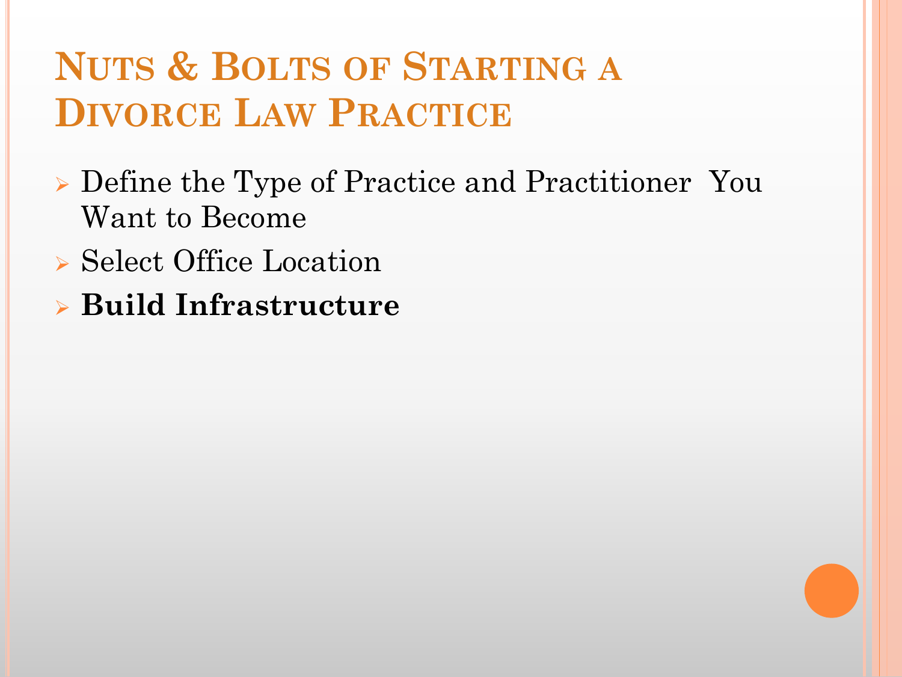# Nuts & Bolts of Starting a Divorce Law Practice

- Define the Type of Practice and Practitioner You Want to Become
- Select Office Location
- **Build Infrastructure**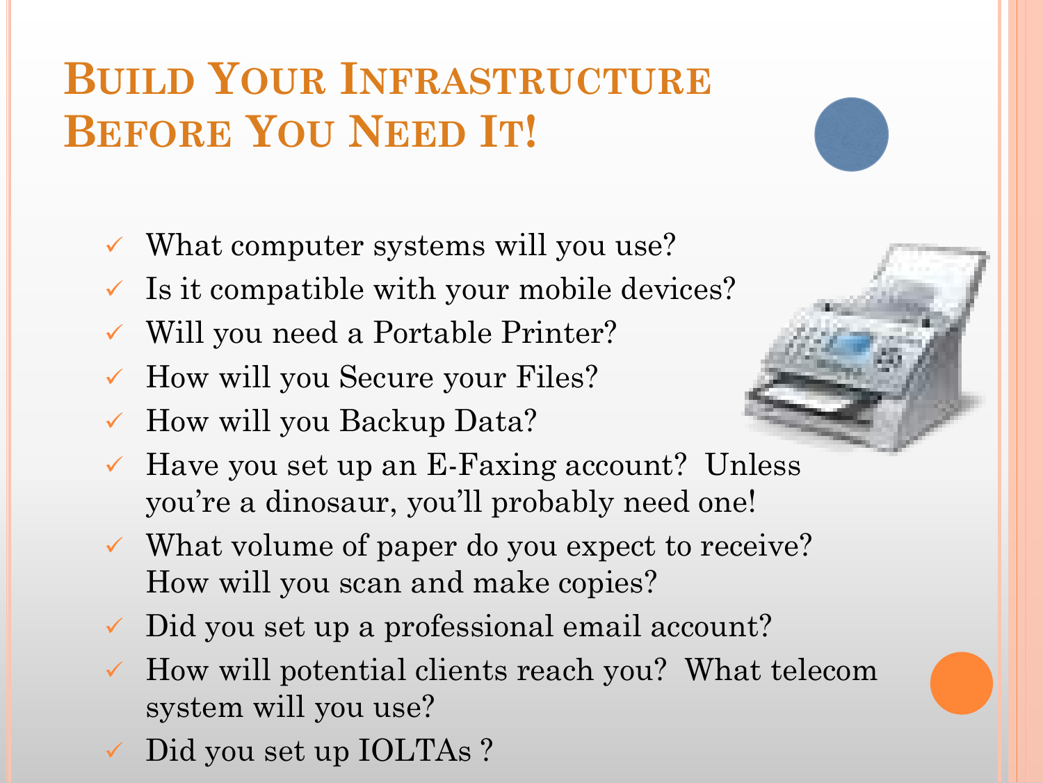# Build Your Infrastructure Before You Need It!

- What computer systems will you use?
- Is it compatible with your mobile devices?
- Will you need a Portable Printer?
- How will you Secure your Files?
- How will you Backup Data?
- Have you set up an E-Faxing account? Unless you're a dinosaur, you'll probably need one!
- What volume of paper do you expect to receive? How will you scan and make copies?
- Did you set up a professional email account?
- How will potential clients reach you? What telecom system will you use?
- Did you set up IOLTAs ?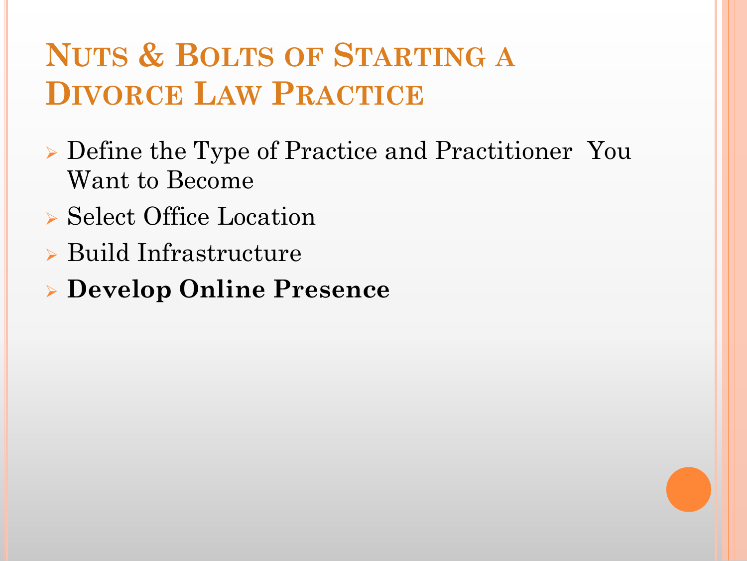# Nuts & Bolts of Starting a Divorce Law Practice

- Define the Type of Practice and Practitioner You Want to Become
- Select Office Location
- Build Infrastructure
- **Develop Online Presence**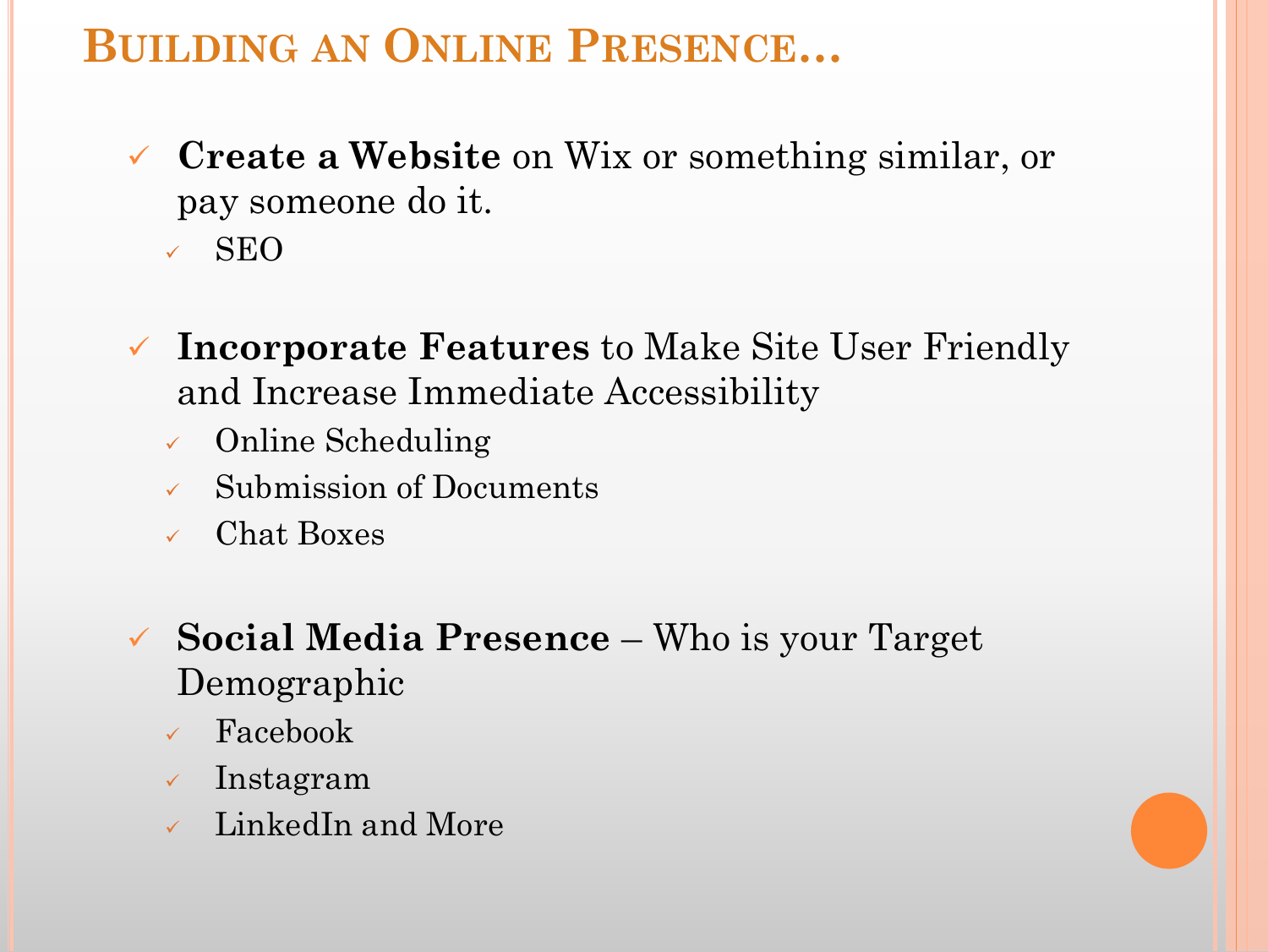# Building an Online Presence…

- **Create a Website** on Wix or something similar, or pay someone do it.
  - SEO

- **Incorporate Features** to Make Site User Friendly and Increase Immediate Accessibility
  - Online Scheduling
  - Submission of Documents
  - Chat Boxes

- **Social Media Presence** – Who is your Target Demographic
  - Facebook
  - Instagram
  - LinkedIn and More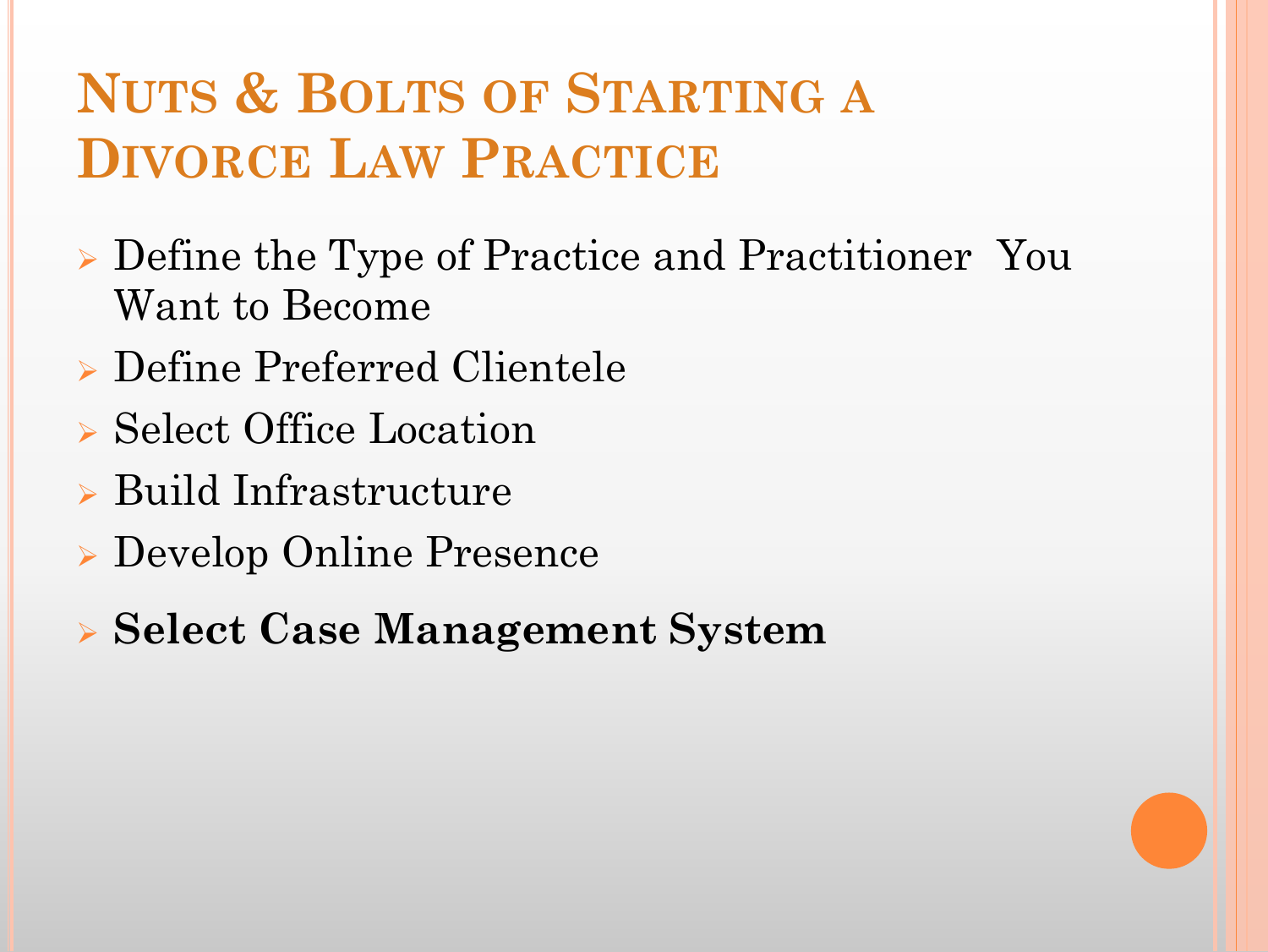# Nuts & Bolts of Starting a Divorce Law Practice

- Define the Type of Practice and Practitioner You Want to Become
- Define Preferred Clientele
- Select Office Location
- Build Infrastructure
- Develop Online Presence
- **Select Case Management System**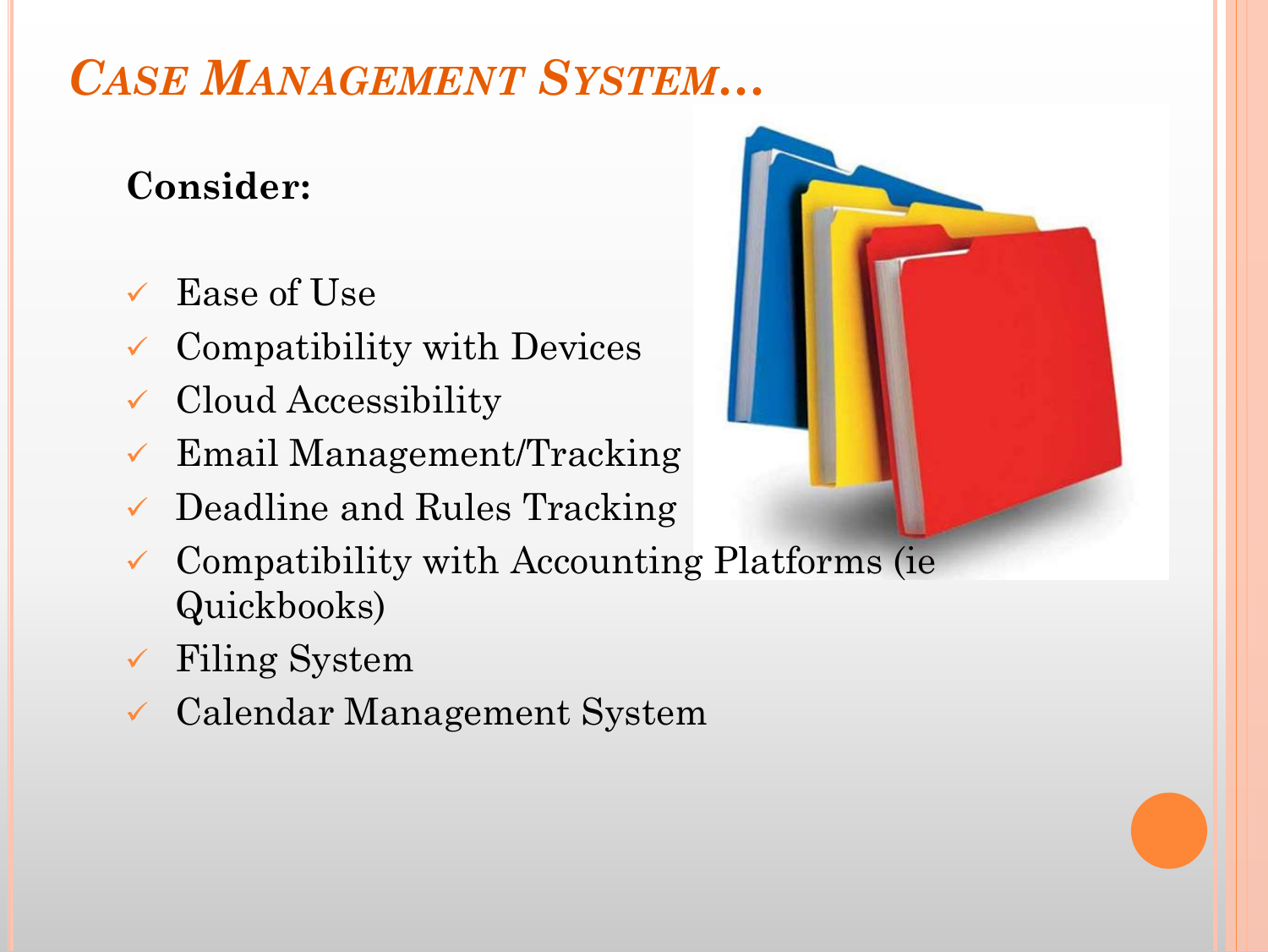# *Case Management System…*

**Consider:**

- ✓ Ease of Use
- ✓ Compatibility with Devices
- ✓ Cloud Accessibility
- ✓ Email Management/Tracking
- ✓ Deadline and Rules Tracking
- ✓ Compatibility with Accounting Platforms (ie Quickbooks)
- ✓ Filing System
- ✓ Calendar Management System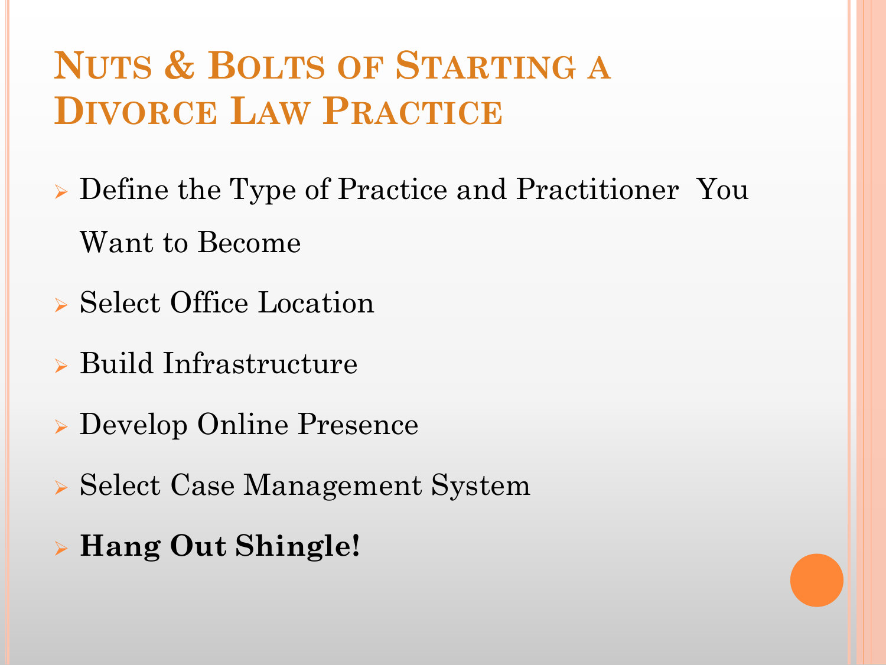# Nuts & Bolts of Starting a Divorce Law Practice

- Define the Type of Practice and Practitioner You Want to Become
- Select Office Location
- Build Infrastructure
- Develop Online Presence
- Select Case Management System
- **Hang Out Shingle!**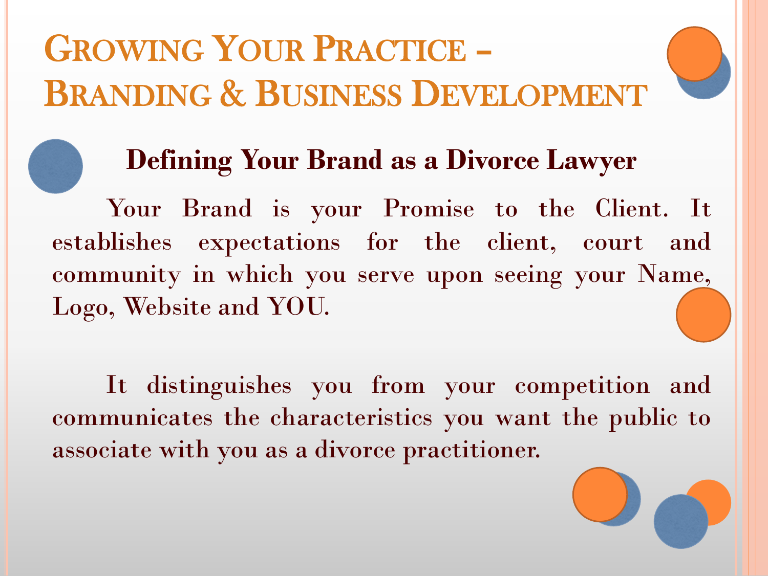# Growing Your Practice – Branding & Business Development

## Defining Your Brand as a Divorce Lawyer

Your Brand is your Promise to the Client. It establishes expectations for the client, court and community in which you serve upon seeing your Name, Logo, Website and YOU.

It distinguishes you from your competition and communicates the characteristics you want the public to associate with you as a divorce practitioner.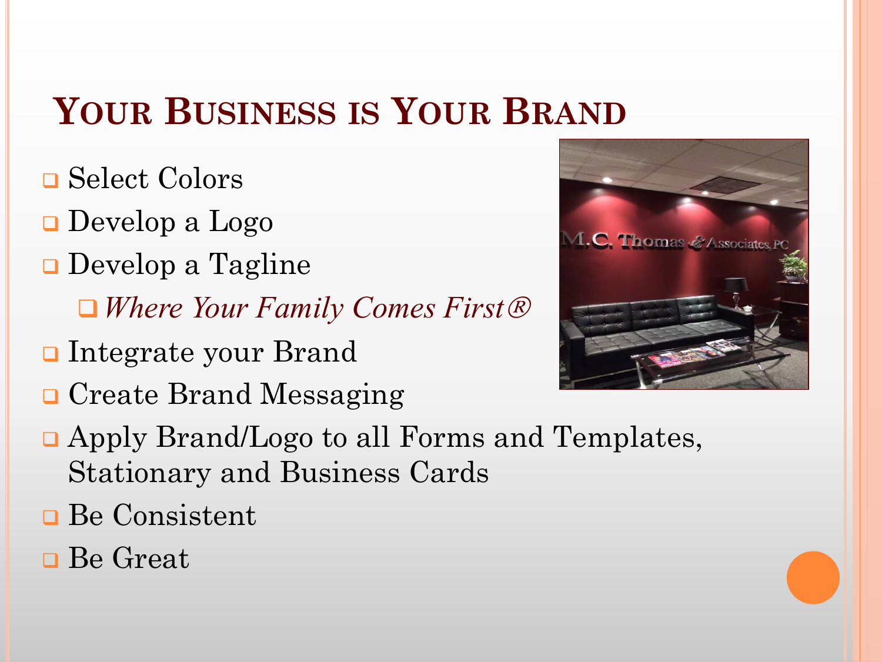# Your Business is Your Brand

- Select Colors
- Develop a Logo
- Develop a Tagline
  - *Where Your Family Comes First®*
- Integrate your Brand
- Create Brand Messaging
- Apply Brand/Logo to all Forms and Templates, Stationary and Business Cards
- Be Consistent
- Be Great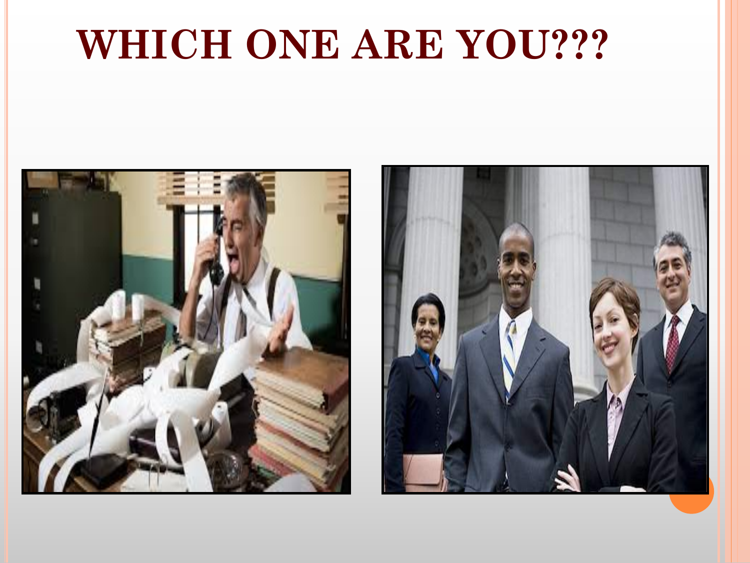# WHICH ONE ARE YOU???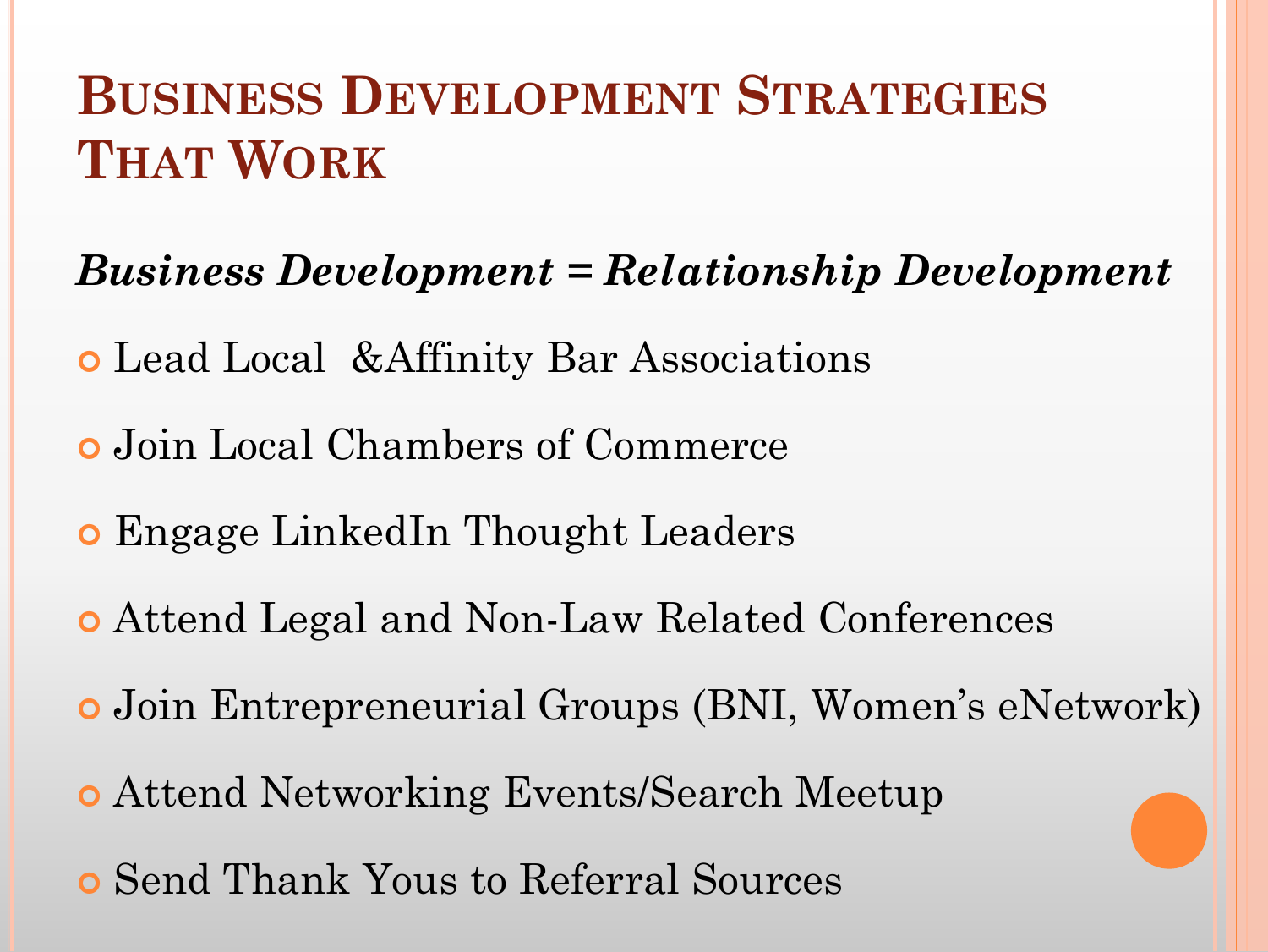# Business Development Strategies That Work

***Business Development = Relationship Development***

- Lead Local &Affinity Bar Associations
- Join Local Chambers of Commerce
- Engage LinkedIn Thought Leaders
- Attend Legal and Non-Law Related Conferences
- Join Entrepreneurial Groups (BNI, Women's eNetwork)
- Attend Networking Events/Search Meetup
- Send Thank Yous to Referral Sources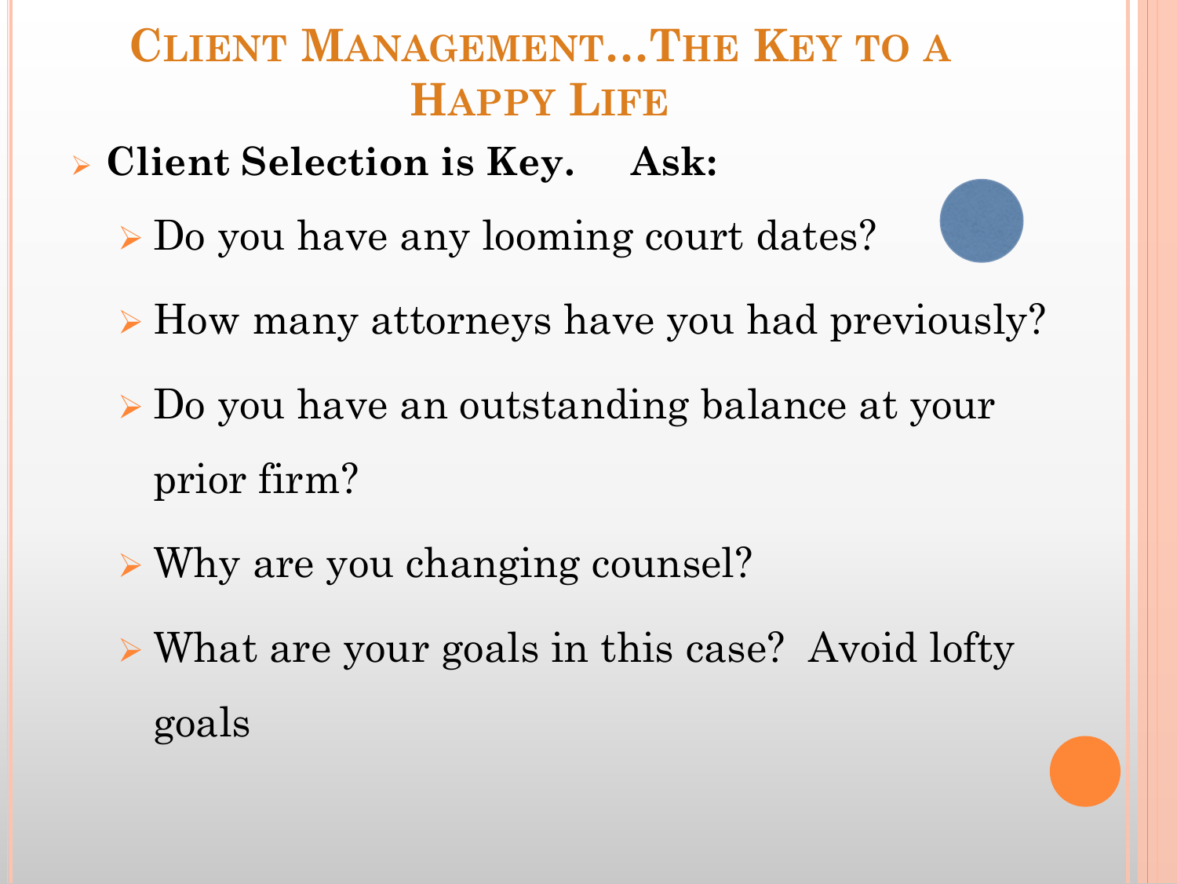# Client Management…The Key to a Happy Life

- **Client Selection is Key. Ask:**
  - Do you have any looming court dates?
  - How many attorneys have you had previously?
  - Do you have an outstanding balance at your prior firm?
  - Why are you changing counsel?
  - What are your goals in this case? Avoid lofty goals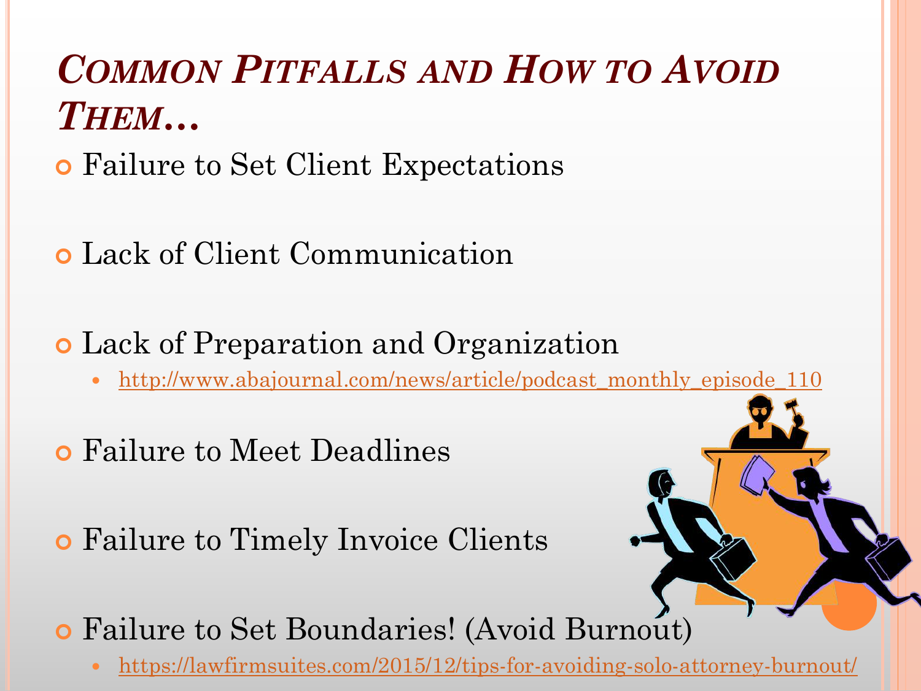# *Common Pitfalls and How to Avoid Them…*

- Failure to Set Client Expectations
- Lack of Client Communication
- Lack of Preparation and Organization
  - http://www.abajournal.com/news/article/podcast_monthly_episode_110
- Failure to Meet Deadlines
- Failure to Timely Invoice Clients
- Failure to Set Boundaries! (Avoid Burnout)
  - https://lawfirmsuites.com/2015/12/tips-for-avoiding-solo-attorney-burnout/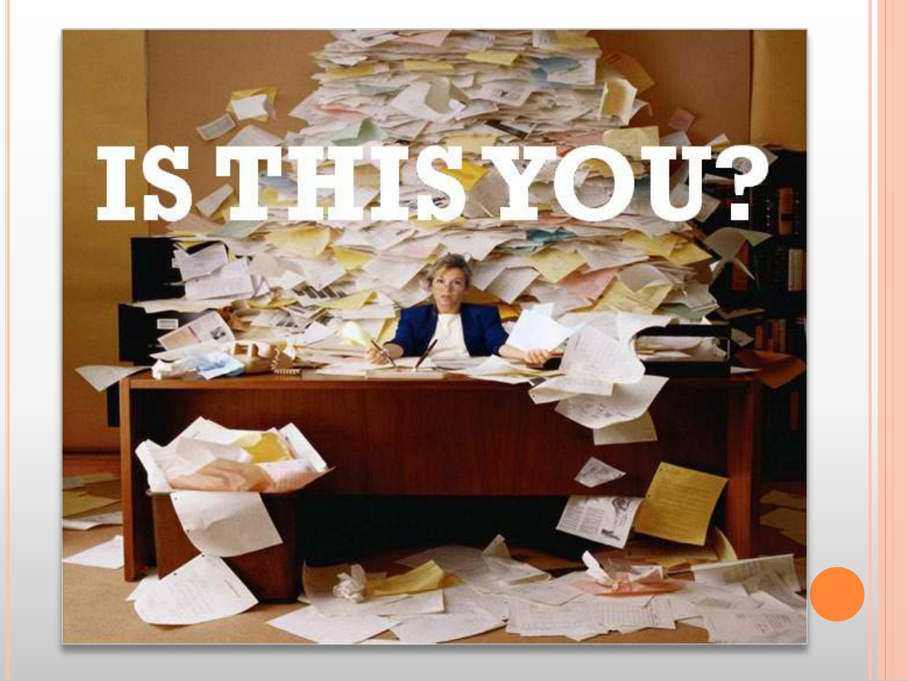# IS THIS YOU?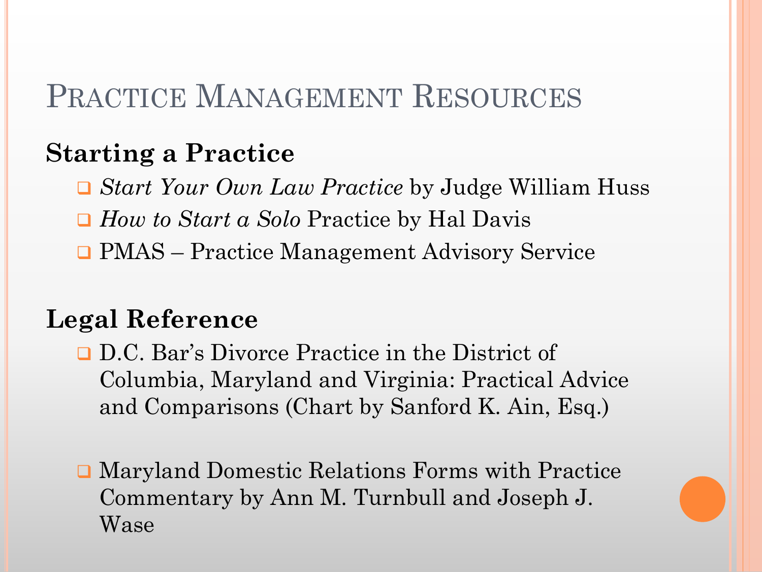# Practice Management Resources

## Starting a Practice

- *Start Your Own Law Practice* by Judge William Huss
- *How to Start a Solo* Practice by Hal Davis
- PMAS – Practice Management Advisory Service

## Legal Reference

- D.C. Bar's Divorce Practice in the District of Columbia, Maryland and Virginia: Practical Advice and Comparisons (Chart by Sanford K. Ain, Esq.)
- Maryland Domestic Relations Forms with Practice Commentary by Ann M. Turnbull and Joseph J. Wase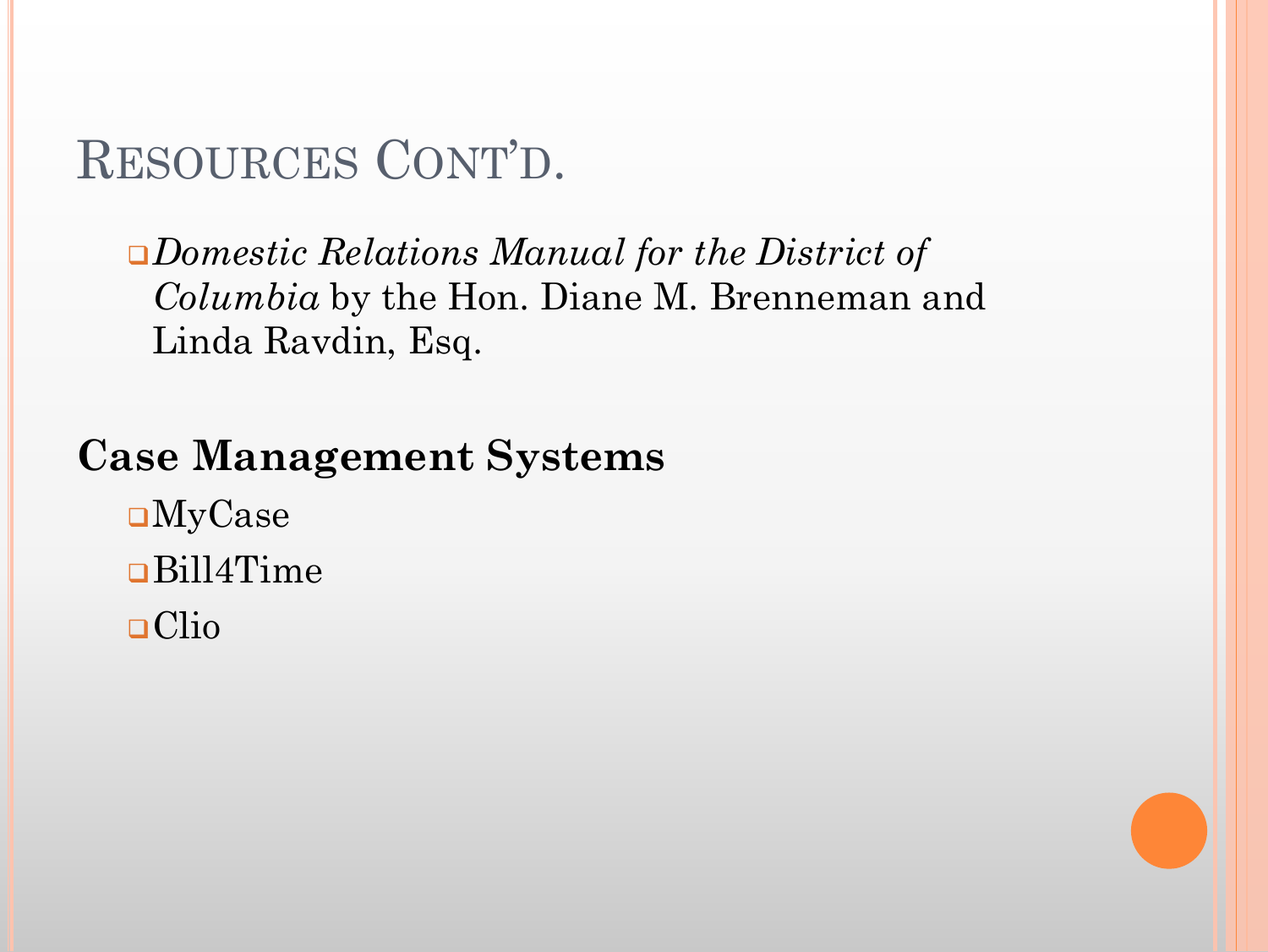# Resources Cont'd.

- *Domestic Relations Manual for the District of Columbia* by the Hon. Diane M. Brenneman and Linda Ravdin, Esq.

**Case Management Systems**

- MyCase
- Bill4Time
- Clio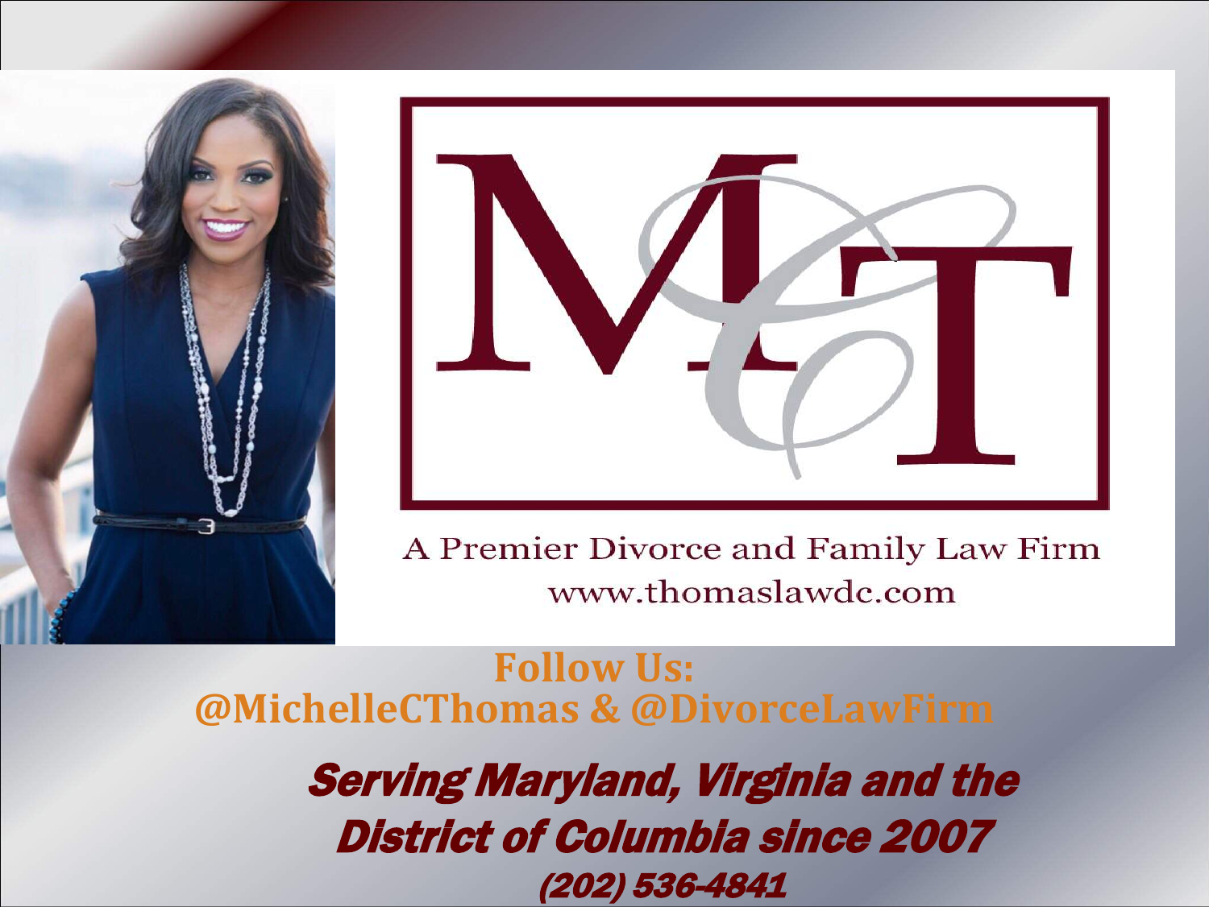MCT

A Premier Divorce and Family Law Firm

www.thomaslawdc.com

**Follow Us:**
**@MichelleCThomas & @DivorceLawFirm**

***Serving Maryland, Virginia and the District of Columbia since 2007***

***(202) 536-4841***